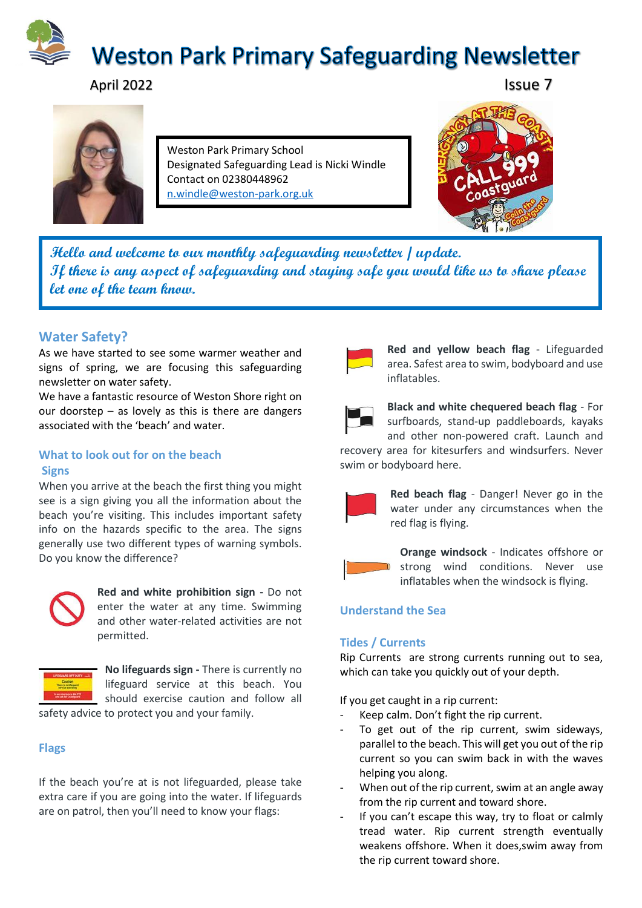# Weston Park Primary Safeguarding Newsletter

April 2022

Issue 7

Weston Park Primary School
Designated Safeguarding Lead is Nicki Windle
Contact on 02380448962
n.windle@weston-park.org.uk

*Hello and welcome to our monthly safeguarding newsletter / update.*
*If there is any aspect of safeguarding and staying safe you would like us to share please let one of the team know.*

## Water Safety?

As we have started to see some warmer weather and signs of spring, we are focusing this safeguarding newsletter on water safety.

We have a fantastic resource of Weston Shore right on our doorstep – as lovely as this is there are dangers associated with the 'beach' and water.

### What to look out for on the beach

#### Signs

When you arrive at the beach the first thing you might see is a sign giving you all the information about the beach you're visiting. This includes important safety info on the hazards specific to the area. The signs generally use two different types of warning symbols. Do you know the difference?

**Red and white prohibition sign -** Do not enter the water at any time. Swimming and other water-related activities are not permitted.

**No lifeguards sign -** There is currently no lifeguard service at this beach. You should exercise caution and follow all safety advice to protect you and your family.

#### Flags

If the beach you're at is not lifeguarded, please take extra care if you are going into the water. If lifeguards are on patrol, then you'll need to know your flags:

**Red and yellow beach flag** - Lifeguarded area. Safest area to swim, bodyboard and use inflatables.

**Black and white chequered beach flag** - For surfboards, stand-up paddleboards, kayaks and other non-powered craft. Launch and recovery area for kitesurfers and windsurfers. Never swim or bodyboard here.

**Red beach flag** - Danger! Never go in the water under any circumstances when the red flag is flying.

**Orange windsock** - Indicates offshore or strong wind conditions. Never use inflatables when the windsock is flying.

### Understand the Sea

#### Tides / Currents

Rip Currents are strong currents running out to sea, which can take you quickly out of your depth.

If you get caught in a rip current:

- Keep calm. Don't fight the rip current.
- To get out of the rip current, swim sideways, parallel to the beach. This will get you out of the rip current so you can swim back in with the waves helping you along.
- When out of the rip current, swim at an angle away from the rip current and toward shore.
- If you can't escape this way, try to float or calmly tread water. Rip current strength eventually weakens offshore. When it does,swim away from the rip current toward shore.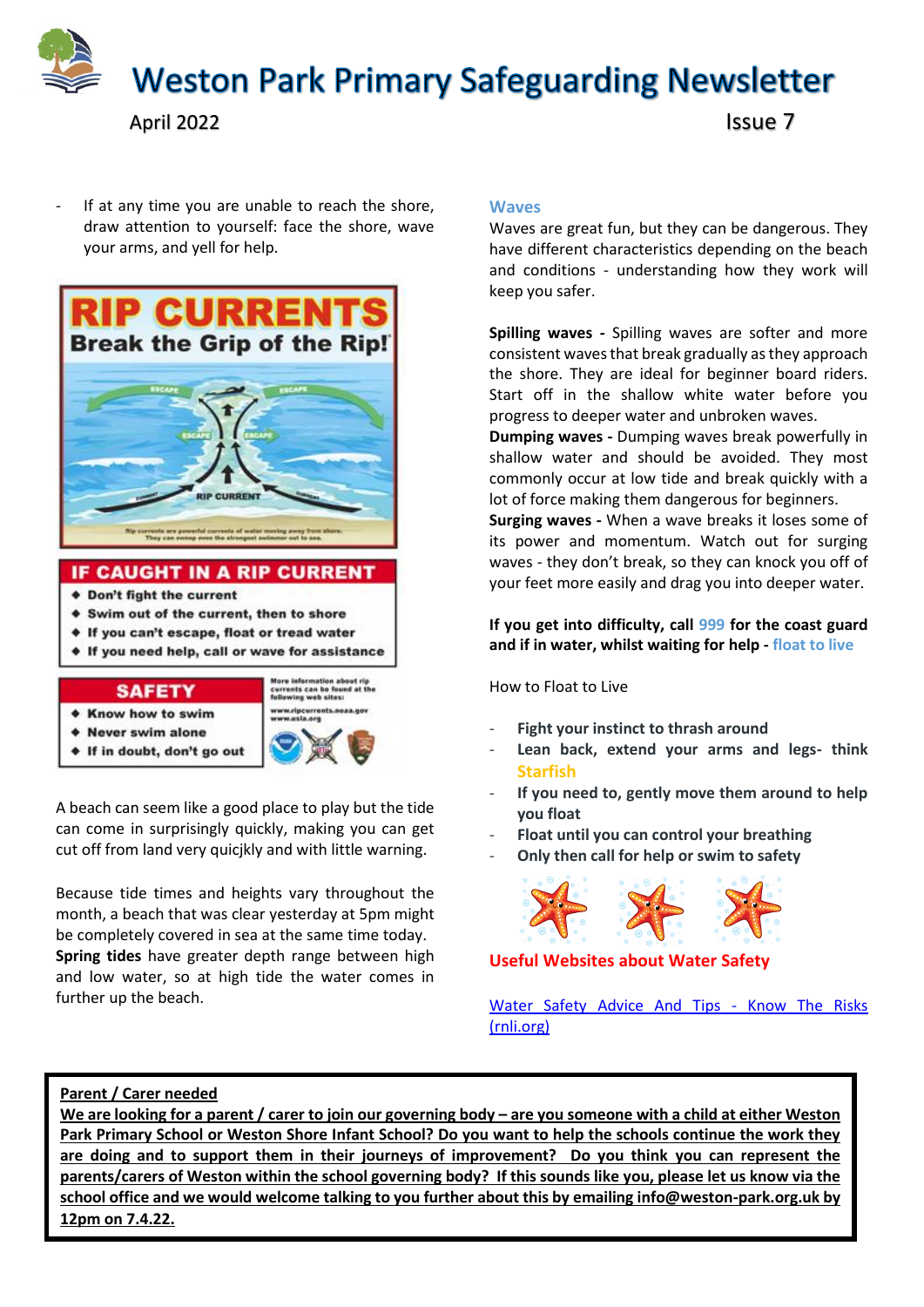# Weston Park Primary Safeguarding Newsletter

April 2022 Issue 7

- If at any time you are unable to reach the shore, draw attention to yourself: face the shore, wave your arms, and yell for help.

**RIP CURRENTS**
**Break the Grip of the Rip!**

ESCAPE
ESCAPE
ESCAPE
ESCAPE
CURRENT
RIP CURRENT
CURRENT

Rip currents are powerful currents of water moving away from shore. They can sweep even the strongest swimmer out to sea.

**IF CAUGHT IN A RIP CURRENT**

- Don't fight the current
- Swim out of the current, then to shore
- If you can't escape, float or tread water
- If you need help, call or wave for assistance

**SAFETY**

- Know how to swim
- Never swim alone
- If in doubt, don't go out

More information about rip currents can be found at the following web sites:
www.ripcurrents.noaa.gov
www.usla.org

A beach can seem like a good place to play but the tide can come in surprisingly quickly, making you can get cut off from land very quicjkly and with little warning.

Because tide times and heights vary throughout the month, a beach that was clear yesterday at 5pm might be completely covered in sea at the same time today. **Spring tides** have greater depth range between high and low water, so at high tide the water comes in further up the beach.

### Waves

Waves are great fun, but they can be dangerous. They have different characteristics depending on the beach and conditions - understanding how they work will keep you safer.

**Spilling waves -** Spilling waves are softer and more consistent waves that break gradually as they approach the shore. They are ideal for beginner board riders. Start off in the shallow white water before you progress to deeper water and unbroken waves.

**Dumping waves -** Dumping waves break powerfully in shallow water and should be avoided. They most commonly occur at low tide and break quickly with a lot of force making them dangerous for beginners.

**Surging waves -** When a wave breaks it loses some of its power and momentum. Watch out for surging waves - they don't break, so they can knock you off of your feet more easily and drag you into deeper water.

**If you get into difficulty, call 999 for the coast guard and if in water, whilst waiting for help - float to live**

How to Float to Live

- **Fight your instinct to thrash around**
- **Lean back, extend your arms and legs- think Starfish**
- **If you need to, gently move them around to help you float**
- **Float until you can control your breathing**
- **Only then call for help or swim to safety**

### Useful Websites about Water Safety

[Water Safety Advice And Tips - Know The Risks (rnli.org)](rnli.org)

**Parent / Carer needed**

**We are looking for a parent / carer to join our governing body – are you someone with a child at either Weston Park Primary School or Weston Shore Infant School? Do you want to help the schools continue the work they are doing and to support them in their journeys of improvement? Do you think you can represent the parents/carers of Weston within the school governing body? If this sounds like you, please let us know via the school office and we would welcome talking to you further about this by emailing info@weston-park.org.uk by 12pm on 7.4.22.**